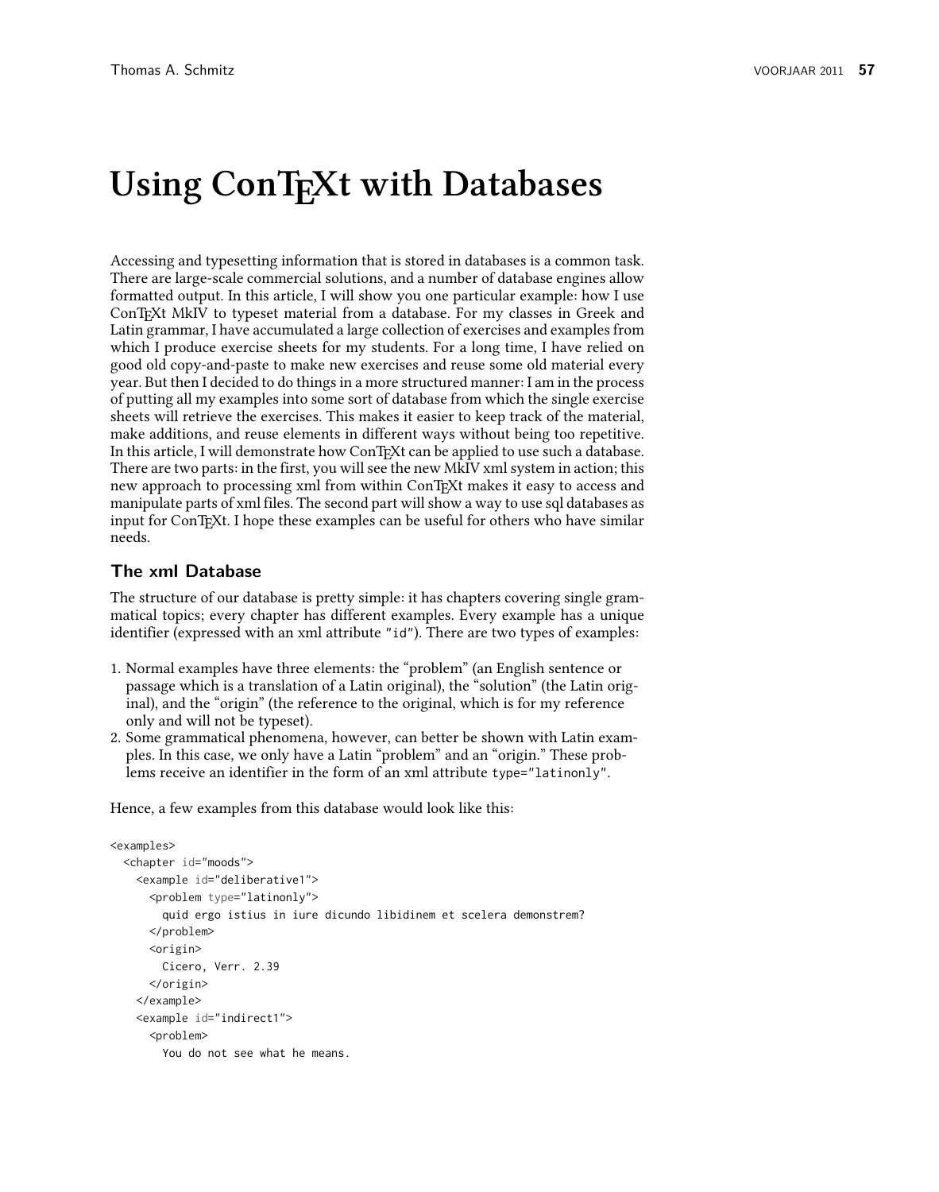# Using ConTEXt with Databases

Accessing and typesetting information that is stored in databases is a common task. There are large-scale commercial solutions, and a number of database engines allow formatted output. In this article, I will show you one particular example: how I use ConTEXt MkIV to typeset material from a database. For my classes in Greek and Latin grammar, I have accumulated a large collection of exercises and examples from which I produce exercise sheets for my students. For a long time, I have relied on good old copy-and-paste to make new exercises and reuse some old material every year. But then I decided to do things in a more structured manner: I am in the process of putting all my examples into some sort of database from which the single exercise sheets will retrieve the exercises. This makes it easier to keep track of the material, make additions, and reuse elements in different ways without being too repetitive. In this article, I will demonstrate how ConTEXt can be applied to use such a database. There are two parts: in the first, you will see the new MkIV xml system in action; this new approach to processing xml from within ConTEXt makes it easy to access and manipulate parts of xml files. The second part will show a way to use sql databases as input for ConTEXt. I hope these examples can be useful for others who have similar needs.

## The xml Database

The structure of our database is pretty simple: it has chapters covering single grammatical topics; every chapter has different examples. Every example has a unique identifier (expressed with an xml attribute `"id"`). There are two types of examples:

1. Normal examples have three elements: the "problem" (an English sentence or passage which is a translation of a Latin original), the "solution" (the Latin original), and the "origin" (the reference to the original, which is for my reference only and will not be typeset).
2. Some grammatical phenomena, however, can better be shown with Latin examples. In this case, we only have a Latin "problem" and an "origin." These problems receive an identifier in the form of an xml attribute `type="latinonly"`.

Hence, a few examples from this database would look like this:

```
<examples>
  <chapter id="moods">
    <example id="deliberative1">
      <problem type="latinonly">
        quid ergo istius in iure dicundo libidinem et scelera demonstrem?
      </problem>
      <origin>
        Cicero, Verr. 2.39
      </origin>
    </example>
    <example id="indirect1">
      <problem>
        You do not see what he means.
```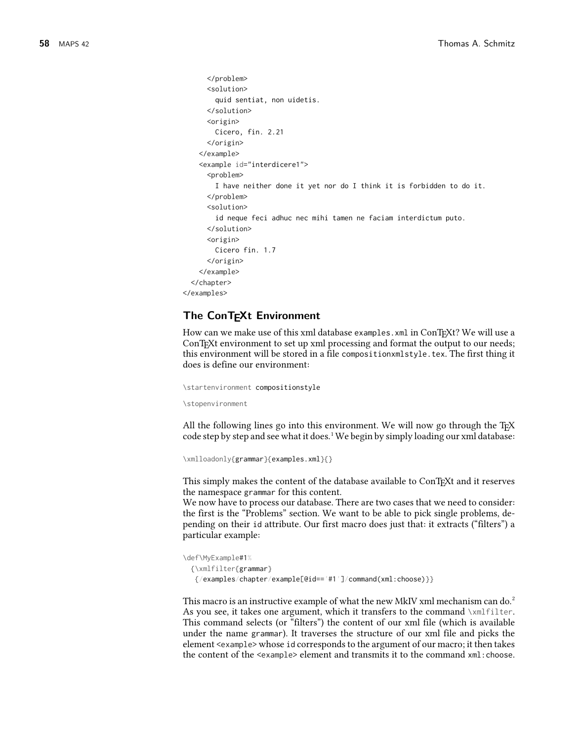```
      </problem>
      <solution>
        quid sentiat, non uidetis.
      </solution>
      <origin>
        Cicero, fin. 2.21
      </origin>
    </example>
    <example id="interdicere1">
      <problem>
        I have neither done it yet nor do I think it is forbidden to do it.
      </problem>
      <solution>
        id neque feci adhuc nec mihi tamen ne faciam interdictum puto.
      </solution>
      <origin>
        Cicero fin. 1.7
      </origin>
    </example>
  </chapter>
</examples>
```

## The ConTEXt Environment

How can we make use of this xml database `examples.xml` in ConTEXt? We will use a ConTEXt environment to set up xml processing and format the output to our needs; this environment will be stored in a file `compositionxmlstyle.tex`. The first thing it does is define our environment:

```
\startenvironment compositionstyle

\stopenvironment
```

All the following lines go into this environment. We will now go through the TEX code step by step and see what it does.[1] We begin by simply loading our xml database:

```
\xmlloadonly{grammar}{examples.xml}{}
```

This simply makes the content of the database available to ConTEXt and it reserves the namespace `grammar` for this content.

We now have to process our database. There are two cases that we need to consider: the first is the "Problems" section. We want to be able to pick single problems, depending on their `id` attribute. Our first macro does just that: it extracts ("filters") a particular example:

```
\def\MyExample#1%
  {\xmlfilter{grammar}
   {/examples/chapter/example[@id=='#1']/command(xml:choose)}}
```

This macro is an instructive example of what the new MkIV xml mechanism can do.[2] As you see, it takes one argument, which it transfers to the command `\xmlfilter`. This command selects (or "filters") the content of our xml file (which is available under the name `grammar`). It traverses the structure of our xml file and picks the element `<example>` whose `id` corresponds to the argument of our macro; it then takes the content of the `<example>` element and transmits it to the command `xml:choose`.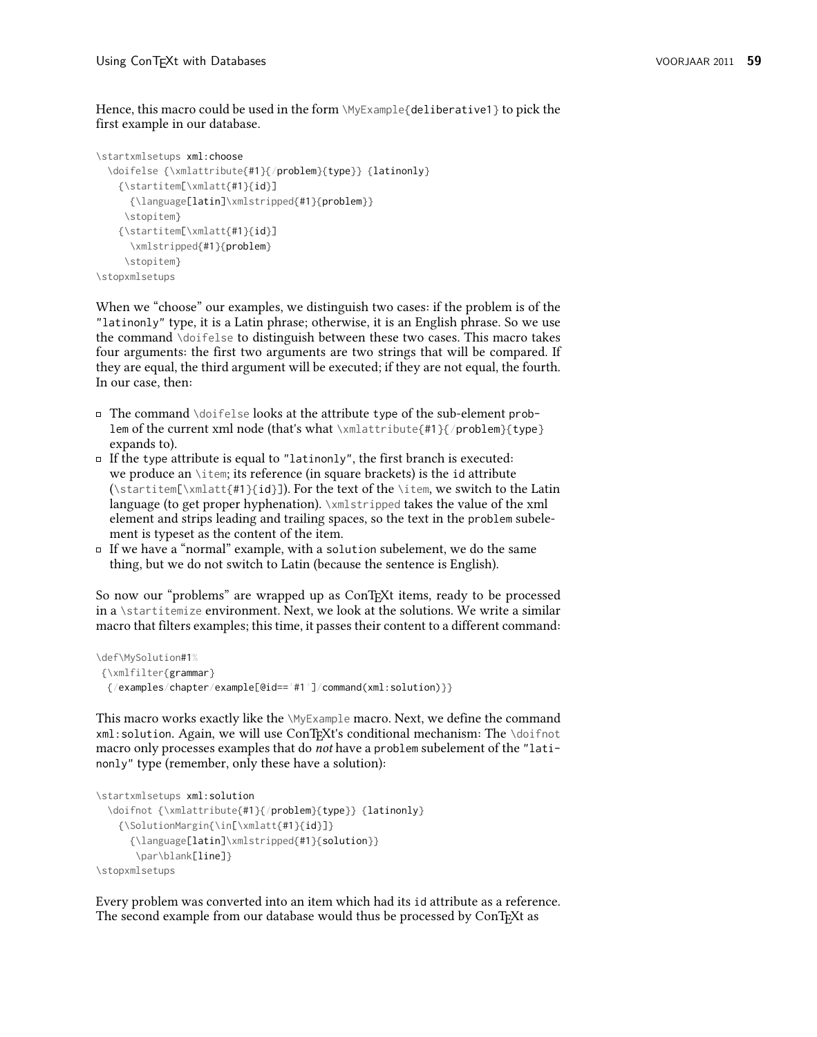Hence, this macro could be used in the form `\MyExample{deliberative1}` to pick the first example in our database.

```
\startxmlsetups xml:choose
  \doifelse {\xmlattribute{#1}{/problem}{type}} {latinonly}
    {\startitem[\xmlatt{#1}{id}]
      {\language[latin]\xmlstripped{#1}{problem}}
     \stopitem}
    {\startitem[\xmlatt{#1}{id}]
      \xmlstripped{#1}{problem}
     \stopitem}
\stopxmlsetups
```

When we "choose" our examples, we distinguish two cases: if the problem is of the `"latinonly"` type, it is a Latin phrase; otherwise, it is an English phrase. So we use the command `\doifelse` to distinguish between these two cases. This macro takes four arguments: the first two arguments are two strings that will be compared. If they are equal, the third argument will be executed; if they are not equal, the fourth. In our case, then:

- The command `\doifelse` looks at the attribute `type` of the sub-element `problem` of the current xml node (that's what `\xmlattribute{#1}{/problem}{type}` expands to).
- If the `type` attribute is equal to `"latinonly"`, the first branch is executed: we produce an `\item`; its reference (in square brackets) is the `id` attribute (`\startitem[\xmlatt{#1}{id}]`). For the text of the `\item`, we switch to the Latin language (to get proper hyphenation). `\xmlstripped` takes the value of the xml element and strips leading and trailing spaces, so the text in the `problem` subelement is typeset as the content of the item.
- If we have a "normal" example, with a `solution` subelement, we do the same thing, but we do not switch to Latin (because the sentence is English).

So now our "problems" are wrapped up as ConTEXt items, ready to be processed in a `\startitemize` environment. Next, we look at the solutions. We write a similar macro that filters examples; this time, it passes their content to a different command:

```
\def\MySolution#1%
 {\xmlfilter{grammar}
  {/examples/chapter/example[@id=='#1']/command(xml:solution)}}
```

This macro works exactly like the `\MyExample` macro. Next, we define the command `xml:solution`. Again, we will use ConTEXt's conditional mechanism: The `\doifnot` macro only processes examples that do *not* have a `problem` subelement of the `"latinonly"` type (remember, only these have a solution):

```
\startxmlsetups xml:solution
  \doifnot {\xmlattribute{#1}{/problem}{type}} {latinonly}
    {\SolutionMargin{\in[\xmlatt{#1}{id}]}
      {\language[latin]\xmlstripped{#1}{solution}}
       \par\blank[line]}
\stopxmlsetups
```

Every problem was converted into an item which had its `id` attribute as a reference. The second example from our database would thus be processed by ConTEXt as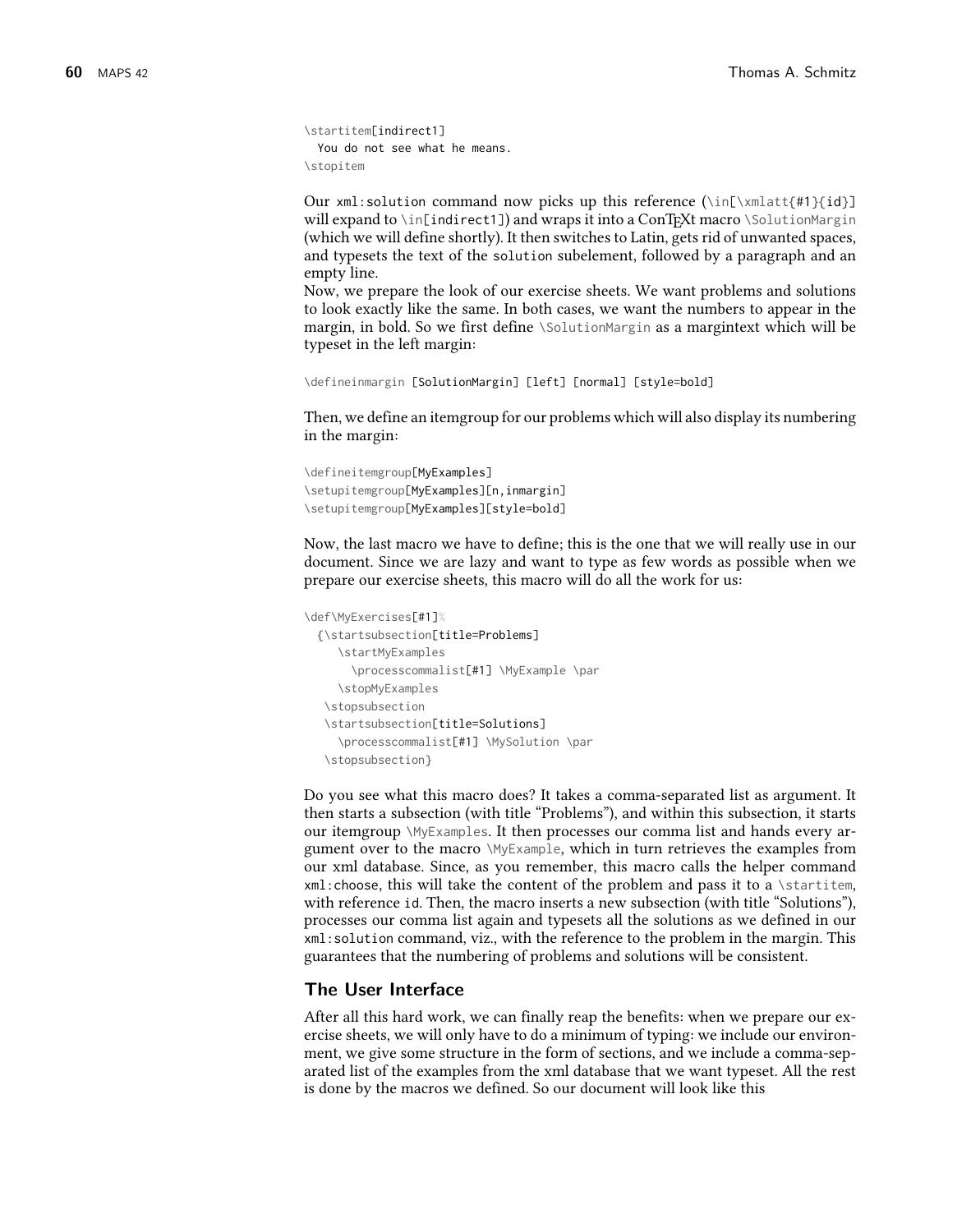```
\startitem[indirect1]
  You do not see what he means.
\stopitem
```

Our `xml:solution` command now picks up this reference (`\in[\xmlatt{#1}{id}]` will expand to `\in[indirect1]`) and wraps it into a ConTEXt macro `\SolutionMargin` (which we will define shortly). It then switches to Latin, gets rid of unwanted spaces, and typesets the text of the `solution` subelement, followed by a paragraph and an empty line.

Now, we prepare the look of our exercise sheets. We want problems and solutions to look exactly like the same. In both cases, we want the numbers to appear in the margin, in bold. So we first define `\SolutionMargin` as a margintext which will be typeset in the left margin:

```
\defineinmargin [SolutionMargin] [left] [normal] [style=bold]
```

Then, we define an itemgroup for our problems which will also display its numbering in the margin:

```
\defineitemgroup[MyExamples]
\setupitemgroup[MyExamples][n,inmargin]
\setupitemgroup[MyExamples][style=bold]
```

Now, the last macro we have to define; this is the one that we will really use in our document. Since we are lazy and want to type as few words as possible when we prepare our exercise sheets, this macro will do all the work for us:

```
\def\MyExercises[#1]%
  {\startsubsection[title=Problems]
     \startMyExamples
       \processcommalist[#1] \MyExample \par
     \stopMyExamples
   \stopsubsection
   \startsubsection[title=Solutions]
     \processcommalist[#1] \MySolution \par
   \stopsubsection}
```

Do you see what this macro does? It takes a comma-separated list as argument. It then starts a subsection (with title "Problems"), and within this subsection, it starts our itemgroup `\MyExamples`. It then processes our comma list and hands every argument over to the macro `\MyExample`, which in turn retrieves the examples from our xml database. Since, as you remember, this macro calls the helper command `xml:choose`, this will take the content of the problem and pass it to a `\startitem`, with reference `id`. Then, the macro inserts a new subsection (with title "Solutions"), processes our comma list again and typesets all the solutions as we defined in our `xml:solution` command, viz., with the reference to the problem in the margin. This guarantees that the numbering of problems and solutions will be consistent.

## The User Interface

After all this hard work, we can finally reap the benefits: when we prepare our exercise sheets, we will only have to do a minimum of typing: we include our environment, we give some structure in the form of sections, and we include a comma-separated list of the examples from the xml database that we want typeset. All the rest is done by the macros we defined. So our document will look like this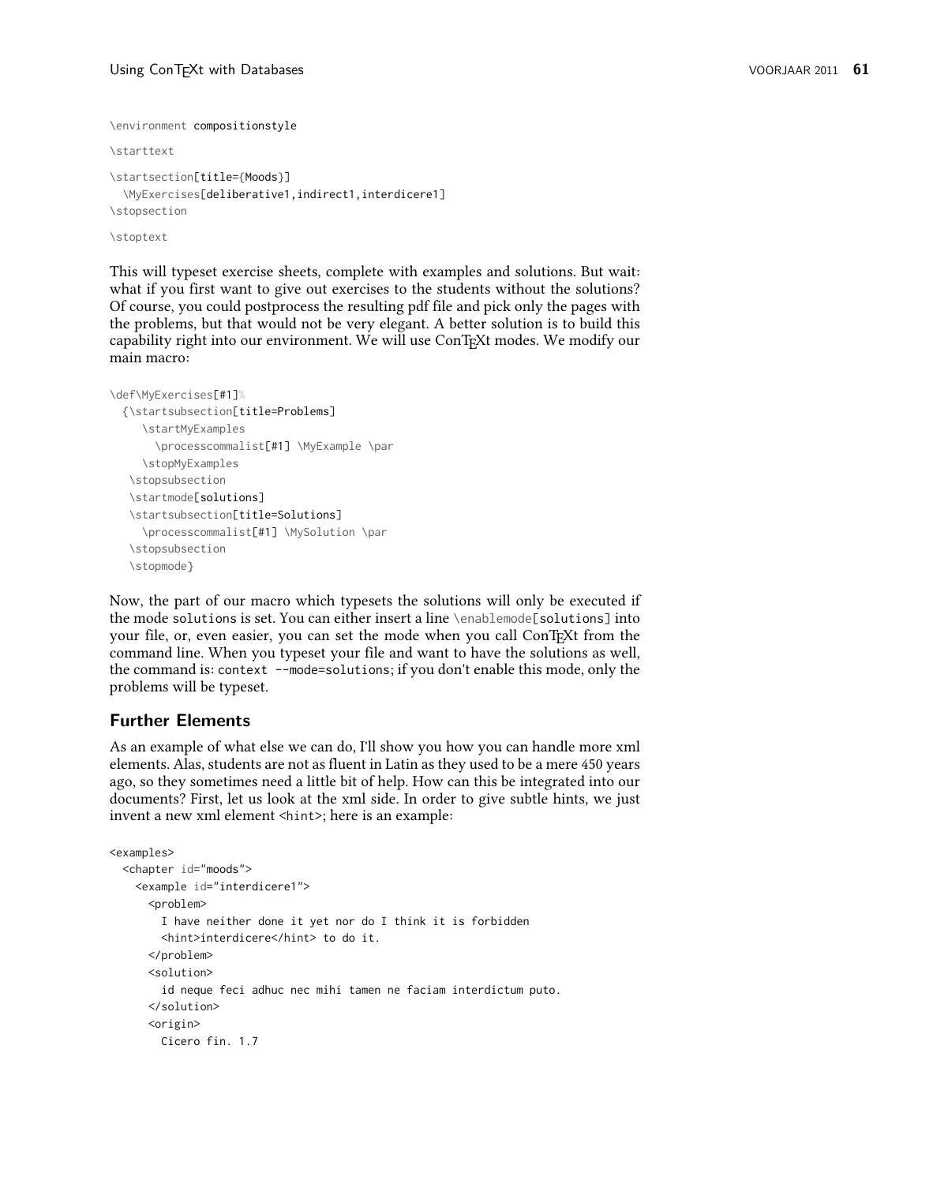```
\environment compositionstyle

\starttext

\startsection[title={Moods}]
  \MyExercises[deliberative1,indirect1,interdicere1]
\stopsection

\stoptext
```

This will typeset exercise sheets, complete with examples and solutions. But wait: what if you first want to give out exercises to the students without the solutions? Of course, you could postprocess the resulting pdf file and pick only the pages with the problems, but that would not be very elegant. A better solution is to build this capability right into our environment. We will use ConTEXt modes. We modify our main macro:

```
\def\MyExercises[#1]%
  {\startsubsection[title=Problems]
     \startMyExamples
       \processcommalist[#1] \MyExample \par
     \stopMyExamples
   \stopsubsection
   \startmode[solutions]
   \startsubsection[title=Solutions]
     \processcommalist[#1] \MySolution \par
   \stopsubsection
   \stopmode}
```

Now, the part of our macro which typesets the solutions will only be executed if the mode `solutions` is set. You can either insert a line `\enablemode[solutions]` into your file, or, even easier, you can set the mode when you call ConTEXt from the command line. When you typeset your file and want to have the solutions as well, the command is: `context --mode=solutions`; if you don't enable this mode, only the problems will be typeset.

## Further Elements

As an example of what else we can do, I'll show you how you can handle more xml elements. Alas, students are not as fluent in Latin as they used to be a mere 450 years ago, so they sometimes need a little bit of help. How can this be integrated into our documents? First, let us look at the xml side. In order to give subtle hints, we just invent a new xml element `<hint>`; here is an example:

```
<examples>
  <chapter id="moods">
    <example id="interdicere1">
      <problem>
        I have neither done it yet nor do I think it is forbidden
        <hint>interdicere</hint> to do it.
      </problem>
      <solution>
        id neque feci adhuc nec mihi tamen ne faciam interdictum puto.
      </solution>
      <origin>
        Cicero fin. 1.7
```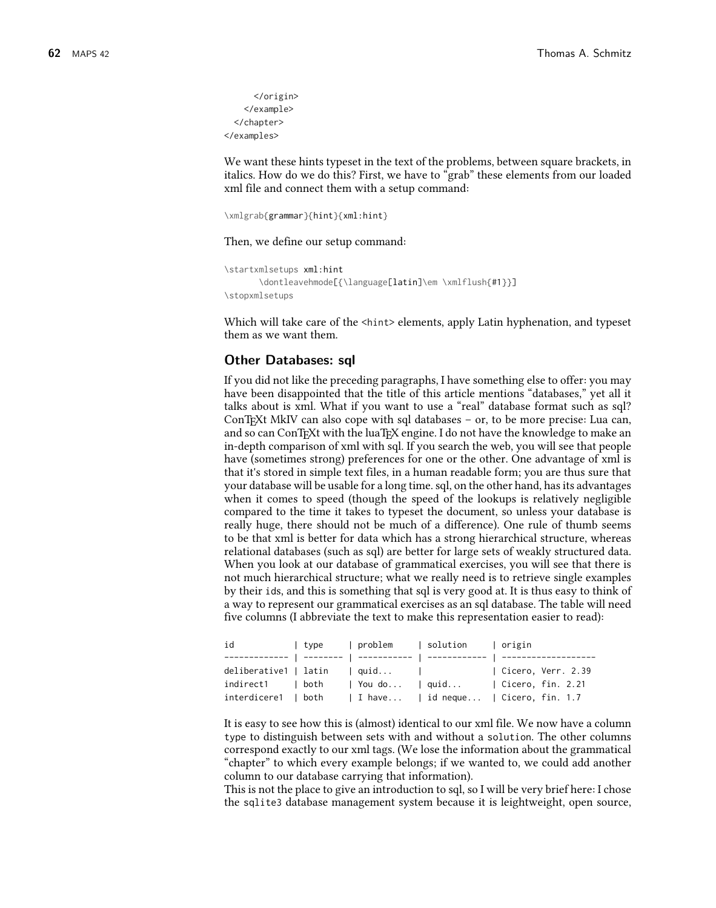```
      </origin>
    </example>
  </chapter>
</examples>
```

We want these hints typeset in the text of the problems, between square brackets, in italics. How do we do this? First, we have to "grab" these elements from our loaded xml file and connect them with a setup command:

```
\xmlgrab{grammar}{hint}{xml:hint}
```

Then, we define our setup command:

```
\startxmlsetups xml:hint
        \dontleavehmode[{\language[latin]\em \xmlflush{#1}}]
\stopxmlsetups
```

Which will take care of the `<hint>` elements, apply Latin hyphenation, and typeset them as we want them.

## Other Databases: sql

If you did not like the preceding paragraphs, I have something else to offer: you may have been disappointed that the title of this article mentions "databases," yet all it talks about is xml. What if you want to use a "real" database format such as sql? ConTEXt MkIV can also cope with sql databases – or, to be more precise: Lua can, and so can ConTEXt with the luaTEX engine. I do not have the knowledge to make an in-depth comparison of xml with sql. If you search the web, you will see that people have (sometimes strong) preferences for one or the other. One advantage of xml is that it's stored in simple text files, in a human readable form; you are thus sure that your database will be usable for a long time. sql, on the other hand, has its advantages when it comes to speed (though the speed of the lookups is relatively negligible compared to the time it takes to typeset the document, so unless your database is really huge, there should not be much of a difference). One rule of thumb seems to be that xml is better for data which has a strong hierarchical structure, whereas relational databases (such as sql) are better for large sets of weakly structured data. When you look at our database of grammatical exercises, you will see that there is not much hierarchical structure; what we really need is to retrieve single examples by their ids, and this is something that sql is very good at. It is thus easy to think of a way to represent our grammatical exercises as an sql database. The table will need five columns (I abbreviate the text to make this representation easier to read):

```
id            | type     | problem     | solution     | origin
------------- | -------- | ----------- | ------------ | -------------------
deliberative1 | latin    | quid...     |              | Cicero, Verr. 2.39
indirect1     | both     | You do...   | quid...      | Cicero, fin. 2.21
interdicere1  | both     | I have...   | id neque...  | Cicero, fin. 1.7
```

It is easy to see how this is (almost) identical to our xml file. We now have a column `type` to distinguish between sets with and without a `solution`. The other columns correspond exactly to our xml tags. (We lose the information about the grammatical "chapter" to which every example belongs; if we wanted to, we could add another column to our database carrying that information).

This is not the place to give an introduction to sql, so I will be very brief here: I chose the `sqlite3` database management system because it is leightweight, open source,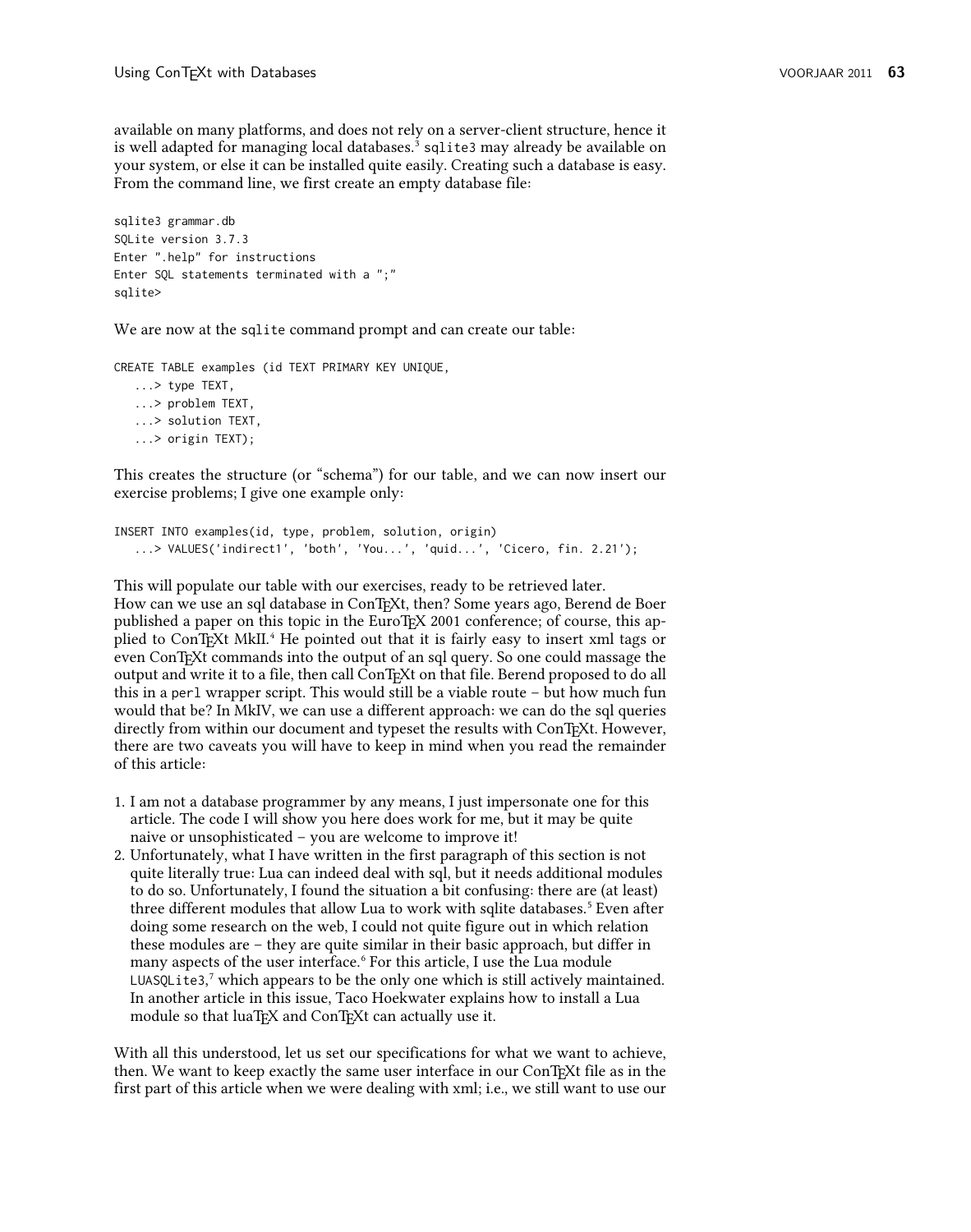available on many platforms, and does not rely on a server-client structure, hence it is well adapted for managing local databases.[3] `sqlite3` may already be available on your system, or else it can be installed quite easily. Creating such a database is easy. From the command line, we first create an empty database file:

```
sqlite3 grammar.db
SQLite version 3.7.3
Enter ".help" for instructions
Enter SQL statements terminated with a ";"
sqlite>
```

We are now at the `sqlite` command prompt and can create our table:

```
CREATE TABLE examples (id TEXT PRIMARY KEY UNIQUE,
   ...> type TEXT,
   ...> problem TEXT,
   ...> solution TEXT,
   ...> origin TEXT);
```

This creates the structure (or "schema") for our table, and we can now insert our exercise problems; I give one example only:

```
INSERT INTO examples(id, type, problem, solution, origin)
   ...> VALUES('indirect1', 'both', 'You...', 'quid...', 'Cicero, fin. 2.21');
```

This will populate our table with our exercises, ready to be retrieved later.
How can we use an sql database in ConTEXt, then? Some years ago, Berend de Boer published a paper on this topic in the EuroTEX 2001 conference; of course, this applied to ConTEXt MkII.[4] He pointed out that it is fairly easy to insert xml tags or even ConTEXt commands into the output of an sql query. So one could massage the output and write it to a file, then call ConTEXt on that file. Berend proposed to do all this in a `perl` wrapper script. This would still be a viable route – but how much fun would that be? In MkIV, we can use a different approach: we can do the sql queries directly from within our document and typeset the results with ConTEXt. However, there are two caveats you will have to keep in mind when you read the remainder of this article:

1. I am not a database programmer by any means, I just impersonate one for this article. The code I will show you here does work for me, but it may be quite naive or unsophisticated – you are welcome to improve it!
2. Unfortunately, what I have written in the first paragraph of this section is not quite literally true: Lua can indeed deal with sql, but it needs additional modules to do so. Unfortunately, I found the situation a bit confusing: there are (at least) three different modules that allow Lua to work with sqlite databases.[5] Even after doing some research on the web, I could not quite figure out in which relation these modules are – they are quite similar in their basic approach, but differ in many aspects of the user interface.[6] For this article, I use the Lua module `LUASQLite3`,[7] which appears to be the only one which is still actively maintained. In another article in this issue, Taco Hoekwater explains how to install a Lua module so that luaTEX and ConTEXt can actually use it.

With all this understood, let us set our specifications for what we want to achieve, then. We want to keep exactly the same user interface in our ConTEXt file as in the first part of this article when we were dealing with xml; i.e., we still want to use our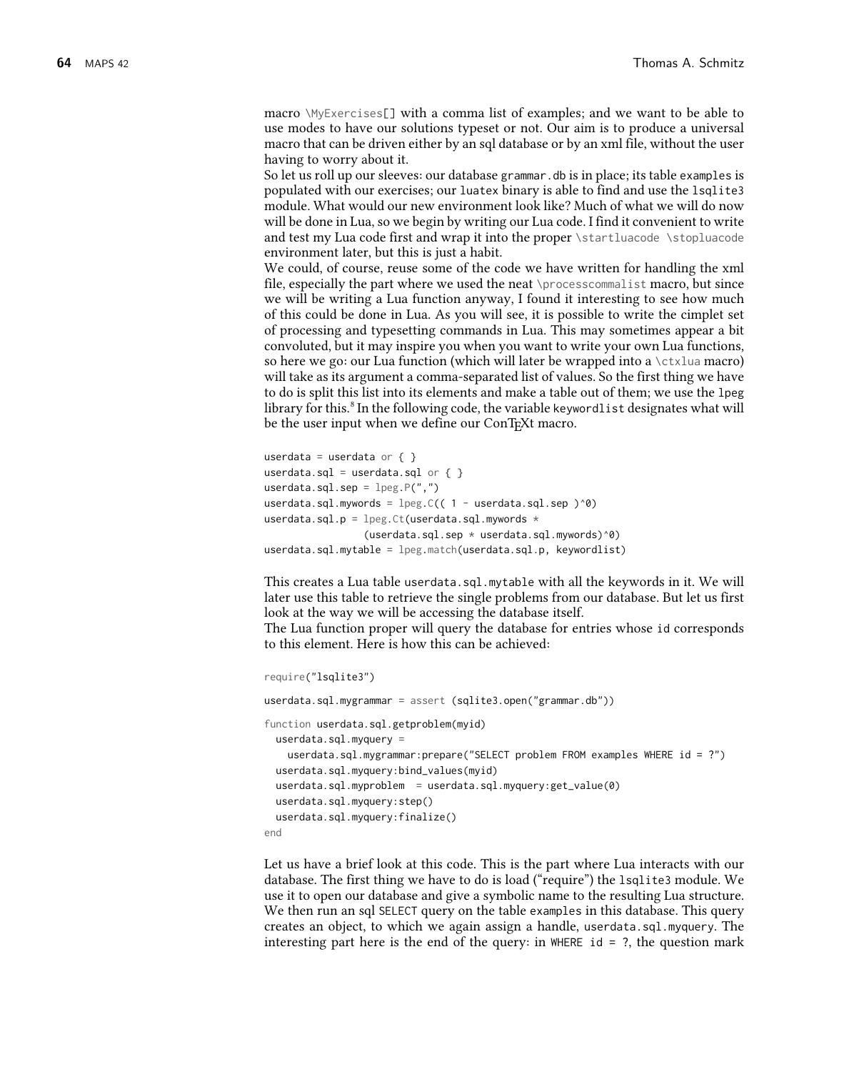macro `\MyExercises[]` with a comma list of examples; and we want to be able to use modes to have our solutions typeset or not. Our aim is to produce a universal macro that can be driven either by an sql database or by an xml file, without the user having to worry about it.

So let us roll up our sleeves: our database `grammar.db` is in place; its table `examples` is populated with our exercises; our `luatex` binary is able to find and use the `lsqlite3` module. What would our new environment look like? Much of what we will do now will be done in Lua, so we begin by writing our Lua code. I find it convenient to write and test my Lua code first and wrap it into the proper `\startluacode \stopluacode` environment later, but this is just a habit.

We could, of course, reuse some of the code we have written for handling the xml file, especially the part where we used the neat `\processcommalist` macro, but since we will be writing a Lua function anyway, I found it interesting to see how much of this could be done in Lua. As you will see, it is possible to write the cimplet set of processing and typesetting commands in Lua. This may sometimes appear a bit convoluted, but it may inspire you when you want to write your own Lua functions, so here we go: our Lua function (which will later be wrapped into a `\ctxlua` macro) will take as its argument a comma-separated list of values. So the first thing we have to do is split this list into its elements and make a table out of them; we use the `lpeg` library for this.[8] In the following code, the variable `keywordlist` designates what will be the user input when we define our ConTEXt macro.

```
userdata = userdata or { }
userdata.sql = userdata.sql or { }
userdata.sql.sep = lpeg.P(",")
userdata.sql.mywords = lpeg.C(( 1 - userdata.sql.sep )^0)
userdata.sql.p = lpeg.Ct(userdata.sql.mywords *
                (userdata.sql.sep * userdata.sql.mywords)^0)
userdata.sql.mytable = lpeg.match(userdata.sql.p, keywordlist)
```

This creates a Lua table `userdata.sql.mytable` with all the keywords in it. We will later use this table to retrieve the single problems from our database. But let us first look at the way we will be accessing the database itself.

The Lua function proper will query the database for entries whose `id` corresponds to this element. Here is how this can be achieved:

```
require("lsqlite3")

userdata.sql.mygrammar = assert (sqlite3.open("grammar.db"))

function userdata.sql.getproblem(myid)
  userdata.sql.myquery =
    userdata.sql.mygrammar:prepare("SELECT problem FROM examples WHERE id = ?")
  userdata.sql.myquery:bind_values(myid)
  userdata.sql.myproblem  = userdata.sql.myquery:get_value(0)
  userdata.sql.myquery:step()
  userdata.sql.myquery:finalize()
end
```

Let us have a brief look at this code. This is the part where Lua interacts with our database. The first thing we have to do is load ("require") the `lsqlite3` module. We use it to open our database and give a symbolic name to the resulting Lua structure. We then run an sql `SELECT` query on the table `examples` in this database. This query creates an object, to which we again assign a handle, `userdata.sql.myquery`. The interesting part here is the end of the query: in `WHERE id = ?`, the question mark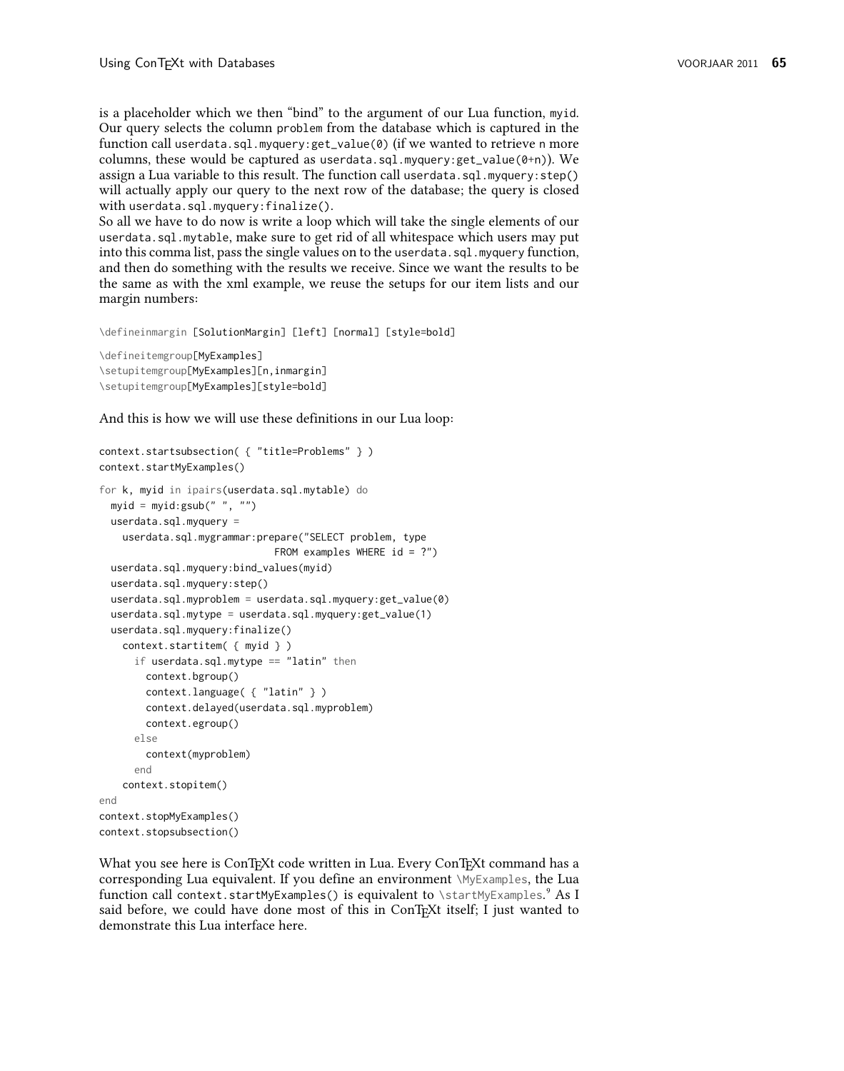is a placeholder which we then "bind" to the argument of our Lua function, `myid`. Our query selects the column `problem` from the database which is captured in the function call `userdata.sql.myquery:get_value(0)` (if we wanted to retrieve `n` more columns, these would be captured as `userdata.sql.myquery:get_value(0+n)`). We assign a Lua variable to this result. The function call `userdata.sql.myquery:step()` will actually apply our query to the next row of the database; the query is closed with `userdata.sql.myquery:finalize()`.
So all we have to do now is write a loop which will take the single elements of our `userdata.sql.mytable`, make sure to get rid of all whitespace which users may put into this comma list, pass the single values on to the `userdata.sql.myquery` function, and then do something with the results we receive. Since we want the results to be the same as with the xml example, we reuse the setups for our item lists and our margin numbers:

```
\defineinmargin [SolutionMargin] [left] [normal] [style=bold]

\defineitemgroup[MyExamples]
\setupitemgroup[MyExamples][n,inmargin]
\setupitemgroup[MyExamples][style=bold]
```

And this is how we will use these definitions in our Lua loop:

```
context.startsubsection( { "title=Problems" } )
context.startMyExamples()

for k, myid in ipairs(userdata.sql.mytable) do
  myid = myid:gsub(" ", "")
  userdata.sql.myquery =
    userdata.sql.mygrammar:prepare("SELECT problem, type
                              FROM examples WHERE id = ?")
  userdata.sql.myquery:bind_values(myid)
  userdata.sql.myquery:step()
  userdata.sql.myproblem = userdata.sql.myquery:get_value(0)
  userdata.sql.mytype = userdata.sql.myquery:get_value(1)
  userdata.sql.myquery:finalize()
    context.startitem( { myid } )
      if userdata.sql.mytype == "latin" then
        context.bgroup()
        context.language( { "latin" } )
        context.delayed(userdata.sql.myproblem)
        context.egroup()
      else
        context(myproblem)
      end
    context.stopitem()
end
context.stopMyExamples()
context.stopsubsection()
```

What you see here is ConTEXt code written in Lua. Every ConTEXt command has a corresponding Lua equivalent. If you define an environment `\MyExamples`, the Lua function call `context.startMyExamples()` is equivalent to `\startMyExamples`.[9] As I said before, we could have done most of this in ConTEXt itself; I just wanted to demonstrate this Lua interface here.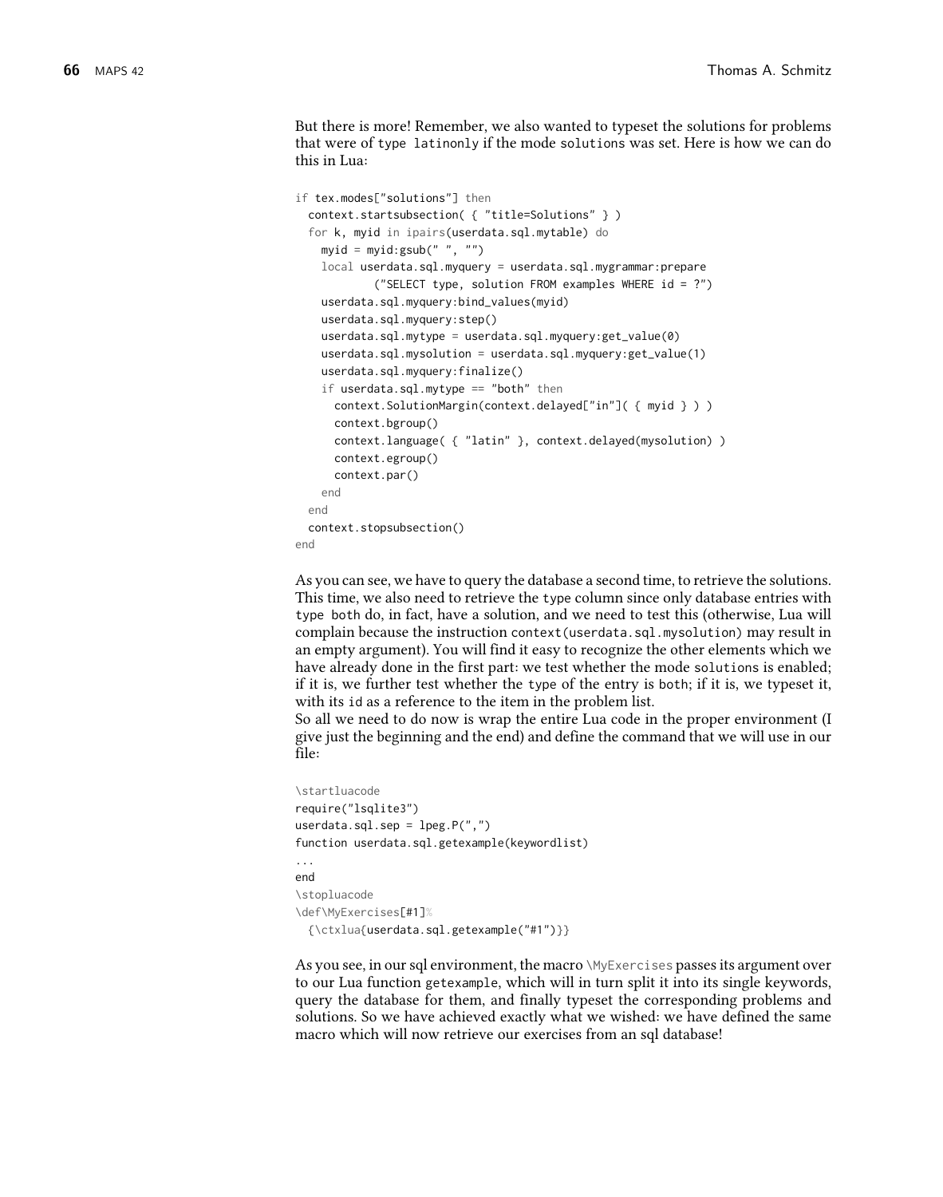But there is more! Remember, we also wanted to typeset the solutions for problems that were of type latinonly if the mode solutions was set. Here is how we can do this in Lua:

```
if tex.modes["solutions"] then
  context.startsubsection( { "title=Solutions" } )
  for k, myid in ipairs(userdata.sql.mytable) do
    myid = myid:gsub(" ", "")
    local userdata.sql.myquery = userdata.sql.mygrammar:prepare
            ("SELECT type, solution FROM examples WHERE id = ?")
    userdata.sql.myquery:bind_values(myid)
    userdata.sql.myquery:step()
    userdata.sql.mytype = userdata.sql.myquery:get_value(0)
    userdata.sql.mysolution = userdata.sql.myquery:get_value(1)
    userdata.sql.myquery:finalize()
    if userdata.sql.mytype == "both" then
      context.SolutionMargin(context.delayed["in"]( { myid } ) )
      context.bgroup()
      context.language( { "latin" }, context.delayed(mysolution) )
      context.egroup()
      context.par()
    end
  end
  context.stopsubsection()
end
```

As you can see, we have to query the database a second time, to retrieve the solutions. This time, we also need to retrieve the type column since only database entries with type both do, in fact, have a solution, and we need to test this (otherwise, Lua will complain because the instruction context(userdata.sql.mysolution) may result in an empty argument). You will find it easy to recognize the other elements which we have already done in the first part: we test whether the mode solutions is enabled; if it is, we further test whether the type of the entry is both; if it is, we typeset it, with its id as a reference to the item in the problem list.

So all we need to do now is wrap the entire Lua code in the proper environment (I give just the beginning and the end) and define the command that we will use in our file:

```
\startluacode
require("lsqlite3")
userdata.sql.sep = lpeg.P(",")
function userdata.sql.getexample(keywordlist)
...
end
\stopluacode
\def\MyExercises[#1]%
  {\ctxlua{userdata.sql.getexample("#1")}}
```

As you see, in our sql environment, the macro \MyExercises passes its argument over to our Lua function getexample, which will in turn split it into its single keywords, query the database for them, and finally typeset the corresponding problems and solutions. So we have achieved exactly what we wished: we have defined the same macro which will now retrieve our exercises from an sql database!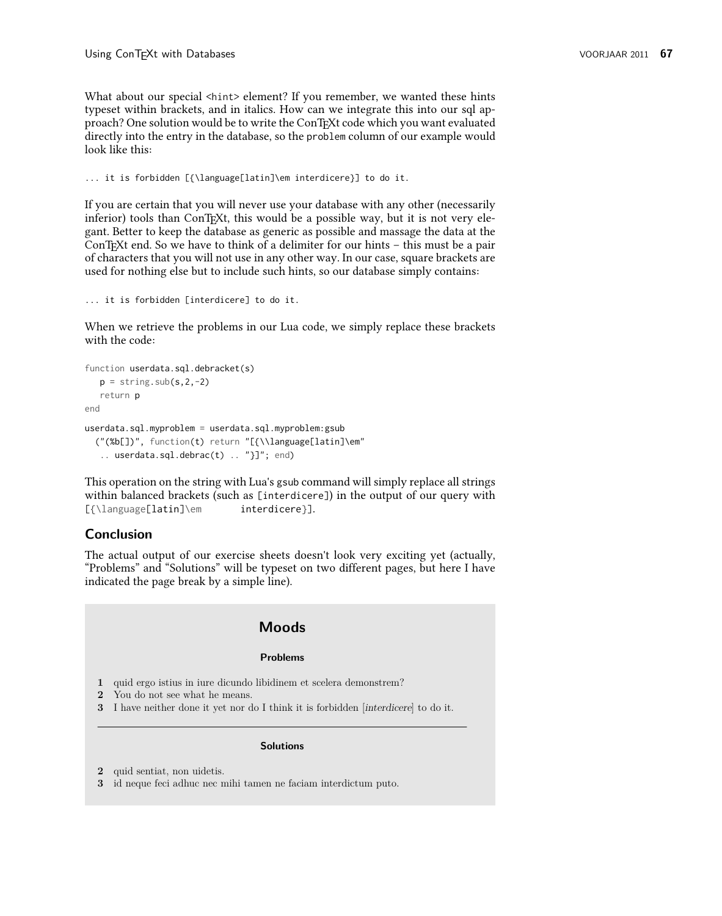What about our special `<hint>` element? If you remember, we wanted these hints typeset within brackets, and in italics. How can we integrate this into our sql approach? One solution would be to write the ConTEXt code which you want evaluated directly into the entry in the database, so the `problem` column of our example would look like this:

```
... it is forbidden [{\language[latin]\em interdicere}] to do it.
```

If you are certain that you will never use your database with any other (necessarily inferior) tools than ConTEXt, this would be a possible way, but it is not very elegant. Better to keep the database as generic as possible and massage the data at the ConTEXt end. So we have to think of a delimiter for our hints – this must be a pair of characters that you will not use in any other way. In our case, square brackets are used for nothing else but to include such hints, so our database simply contains:

```
... it is forbidden [interdicere] to do it.
```

When we retrieve the problems in our Lua code, we simply replace these brackets with the code:

```
function userdata.sql.debracket(s)
   p = string.sub(s,2,-2)
   return p
end

userdata.sql.myproblem = userdata.sql.myproblem:gsub
  ("(%b[])", function(t) return "[{\\language[latin]\em"
   .. userdata.sql.debrac(t) .. "}]"; end)
```

This operation on the string with Lua's `gsub` command will simply replace all strings within balanced brackets (such as `[interdicere]`) in the output of our query with `[{\language[latin]\em interdicere}]`.

## Conclusion

The actual output of our exercise sheets doesn't look very exciting yet (actually, "Problems" and "Solutions" will be typeset on two different pages, but here I have indicated the page break by a simple line).

> ### Moods
>
> #### Problems
>
> **1** quid ergo istius in iure dicundo libidinem et scelera demonstrem?
> **2** You do not see what he means.
> **3** I have neither done it yet nor do I think it is forbidden [*interdicere*] to do it.
>
> ---
>
> #### Solutions
>
> **2** quid sentiat, non uidetis.
> **3** id neque feci adhuc nec mihi tamen ne faciam interdictum puto.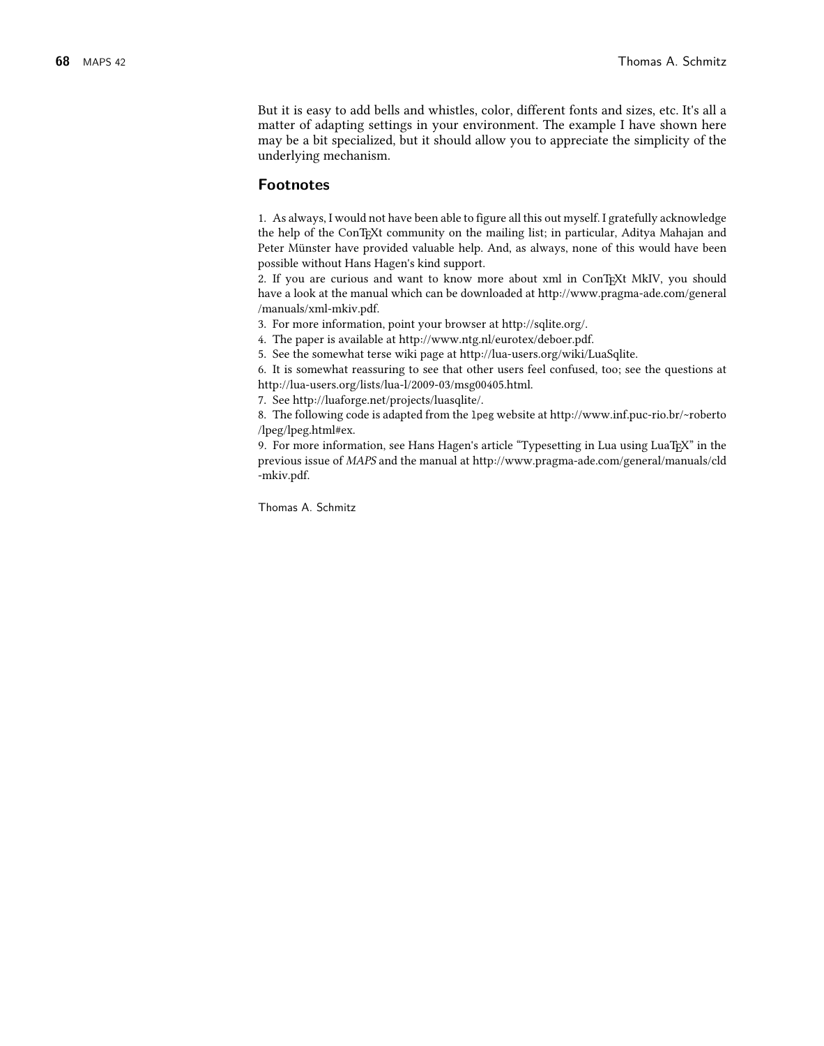But it is easy to add bells and whistles, color, different fonts and sizes, etc. It's all a matter of adapting settings in your environment. The example I have shown here may be a bit specialized, but it should allow you to appreciate the simplicity of the underlying mechanism.

## Footnotes

1. As always, I would not have been able to figure all this out myself. I gratefully acknowledge the help of the ConTEXt community on the mailing list; in particular, Aditya Mahajan and Peter Münster have provided valuable help. And, as always, none of this would have been possible without Hans Hagen's kind support.
2. If you are curious and want to know more about xml in ConTEXt MkIV, you should have a look at the manual which can be downloaded at http://www.pragma-ade.com/general/manuals/xml-mkiv.pdf.
3. For more information, point your browser at http://sqlite.org/.
4. The paper is available at http://www.ntg.nl/eurotex/deboer.pdf.
5. See the somewhat terse wiki page at http://lua-users.org/wiki/LuaSqlite.
6. It is somewhat reassuring to see that other users feel confused, too; see the questions at http://lua-users.org/lists/lua-l/2009-03/msg00405.html.
7. See http://luaforge.net/projects/luasqlite/.
8. The following code is adapted from the `lpeg` website at http://www.inf.puc-rio.br/~roberto/lpeg/lpeg.html#ex.
9. For more information, see Hans Hagen's article "Typesetting in Lua using LuaTEX" in the previous issue of *MAPS* and the manual at http://www.pragma-ade.com/general/manuals/cld-mkiv.pdf.

Thomas A. Schmitz